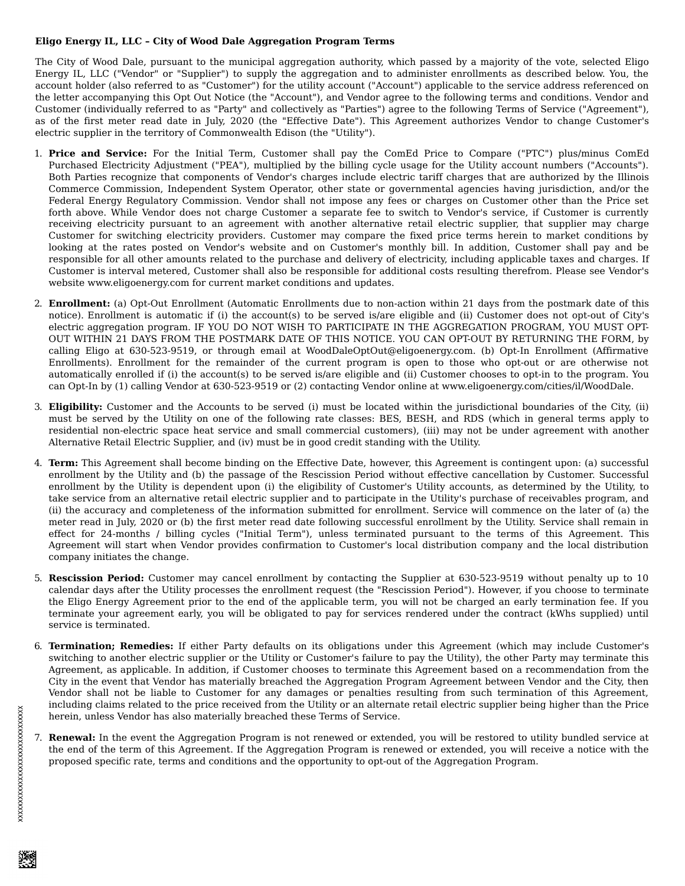**Eligo Energy IL, LLC – City of Wood Dale Aggregation Program Terms**

The City of Wood Dale, pursuant to the municipal aggregation authority, which passed by a majority of the vote, selected Eligo Energy IL, LLC ("Vendor" or "Supplier") to supply the aggregation and to administer enrollments as described below. You, the account holder (also referred to as "Customer") for the utility account ("Account") applicable to the service address referenced on the letter accompanying this Opt Out Notice (the "Account"), and Vendor agree to the following terms and conditions. Vendor and Customer (individually referred to as "Party" and collectively as "Parties") agree to the following Terms of Service ("Agreement"), as of the first meter read date in July, 2020 (the "Effective Date"). This Agreement authorizes Vendor to change Customer's electric supplier in the territory of Commonwealth Edison (the "Utility").

1. **Price and Service:** For the Initial Term, Customer shall pay the ComEd Price to Compare ("PTC") plus/minus ComEd Purchased Electricity Adjustment ("PEA"), multiplied by the billing cycle usage for the Utility account numbers ("Accounts"). Both Parties recognize that components of Vendor's charges include electric tariff charges that are authorized by the Illinois Commerce Commission, Independent System Operator, other state or governmental agencies having jurisdiction, and/or the Federal Energy Regulatory Commission. Vendor shall not impose any fees or charges on Customer other than the Price set forth above. While Vendor does not charge Customer a separate fee to switch to Vendor's service, if Customer is currently receiving electricity pursuant to an agreement with another alternative retail electric supplier, that supplier may charge Customer for switching electricity providers. Customer may compare the fixed price terms herein to market conditions by looking at the rates posted on Vendor's website and on Customer's monthly bill. In addition, Customer shall pay and be responsible for all other amounts related to the purchase and delivery of electricity, including applicable taxes and charges. If Customer is interval metered, Customer shall also be responsible for additional costs resulting therefrom. Please see Vendor's website www.eligoenergy.com for current market conditions and updates.

2. **Enrollment:** (a) Opt-Out Enrollment (Automatic Enrollments due to non-action within 21 days from the postmark date of this notice). Enrollment is automatic if (i) the account(s) to be served is/are eligible and (ii) Customer does not opt-out of City's electric aggregation program. IF YOU DO NOT WISH TO PARTICIPATE IN THE AGGREGATION PROGRAM, YOU MUST OPT-OUT WITHIN 21 DAYS FROM THE POSTMARK DATE OF THIS NOTICE. YOU CAN OPT-OUT BY RETURNING THE FORM, by calling Eligo at 630-523-9519, or through email at WoodDaleOptOut@eligoenergy.com. (b) Opt-In Enrollment (Affirmative Enrollments). Enrollment for the remainder of the current program is open to those who opt-out or are otherwise not automatically enrolled if (i) the account(s) to be served is/are eligible and (ii) Customer chooses to opt-in to the program. You can Opt-In by (1) calling Vendor at 630-523-9519 or (2) contacting Vendor online at www.eligoenergy.com/cities/il/WoodDale.

3. **Eligibility:** Customer and the Accounts to be served (i) must be located within the jurisdictional boundaries of the City, (ii) must be served by the Utility on one of the following rate classes: BES, BESH, and RDS (which in general terms apply to residential non-electric space heat service and small commercial customers), (iii) may not be under agreement with another Alternative Retail Electric Supplier, and (iv) must be in good credit standing with the Utility.

4. **Term:** This Agreement shall become binding on the Effective Date, however, this Agreement is contingent upon: (a) successful enrollment by the Utility and (b) the passage of the Rescission Period without effective cancellation by Customer. Successful enrollment by the Utility is dependent upon (i) the eligibility of Customer's Utility accounts, as determined by the Utility, to take service from an alternative retail electric supplier and to participate in the Utility's purchase of receivables program, and (ii) the accuracy and completeness of the information submitted for enrollment. Service will commence on the later of (a) the meter read in July, 2020 or (b) the first meter read date following successful enrollment by the Utility. Service shall remain in effect for 24-months / billing cycles ("Initial Term"), unless terminated pursuant to the terms of this Agreement. This Agreement will start when Vendor provides confirmation to Customer's local distribution company and the local distribution company initiates the change.

5. **Rescission Period:** Customer may cancel enrollment by contacting the Supplier at 630-523-9519 without penalty up to 10 calendar days after the Utility processes the enrollment request (the "Rescission Period"). However, if you choose to terminate the Eligo Energy Agreement prior to the end of the applicable term, you will not be charged an early termination fee. If you terminate your agreement early, you will be obligated to pay for services rendered under the contract (kWhs supplied) until service is terminated.

6. **Termination; Remedies:** If either Party defaults on its obligations under this Agreement (which may include Customer's switching to another electric supplier or the Utility or Customer's failure to pay the Utility), the other Party may terminate this Agreement, as applicable. In addition, if Customer chooses to terminate this Agreement based on a recommendation from the City in the event that Vendor has materially breached the Aggregation Program Agreement between Vendor and the City, then Vendor shall not be liable to Customer for any damages or penalties resulting from such termination of this Agreement, including claims related to the price received from the Utility or an alternate retail electric supplier being higher than the Price herein, unless Vendor has also materially breached these Terms of Service.

7. **Renewal:** In the event the Aggregation Program is not renewed or extended, you will be restored to utility bundled service at the end of the term of this Agreement. If the Aggregation Program is renewed or extended, you will receive a notice with the proposed specific rate, terms and conditions and the opportunity to opt-out of the Aggregation Program.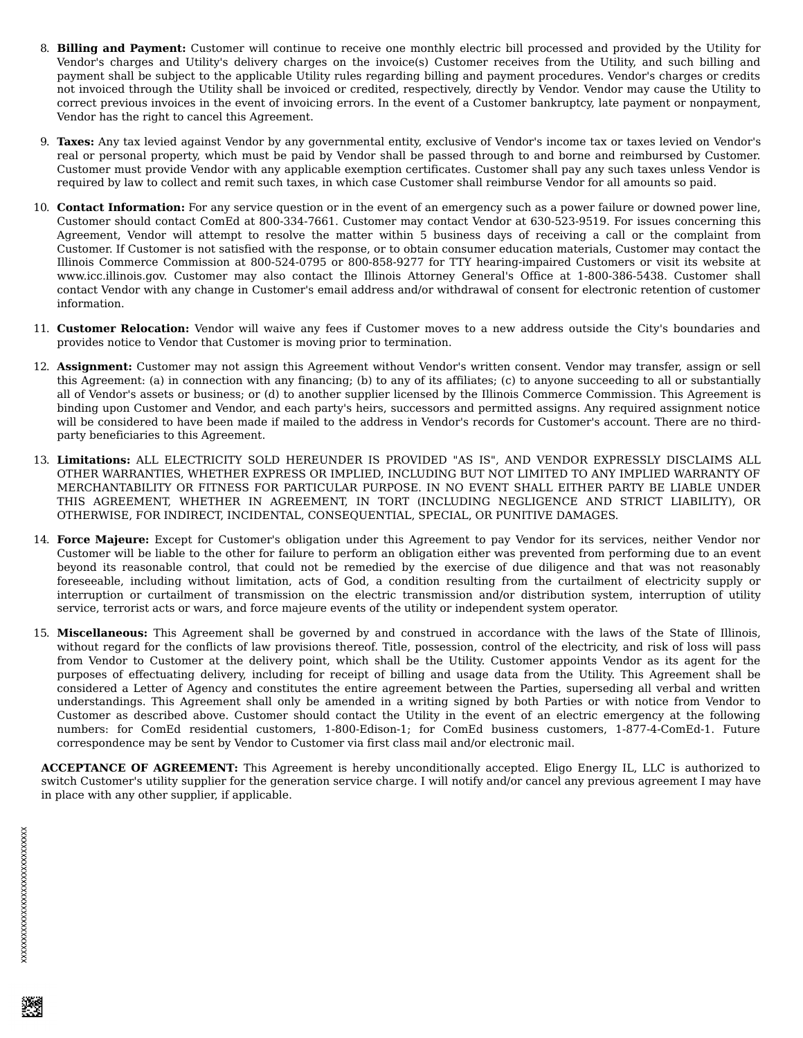8. **Billing and Payment:** Customer will continue to receive one monthly electric bill processed and provided by the Utility for Vendor's charges and Utility's delivery charges on the invoice(s) Customer receives from the Utility, and such billing and payment shall be subject to the applicable Utility rules regarding billing and payment procedures. Vendor's charges or credits not invoiced through the Utility shall be invoiced or credited, respectively, directly by Vendor. Vendor may cause the Utility to correct previous invoices in the event of invoicing errors. In the event of a Customer bankruptcy, late payment or nonpayment, Vendor has the right to cancel this Agreement.

9. **Taxes:** Any tax levied against Vendor by any governmental entity, exclusive of Vendor's income tax or taxes levied on Vendor's real or personal property, which must be paid by Vendor shall be passed through to and borne and reimbursed by Customer. Customer must provide Vendor with any applicable exemption certificates. Customer shall pay any such taxes unless Vendor is required by law to collect and remit such taxes, in which case Customer shall reimburse Vendor for all amounts so paid.

10. **Contact Information:** For any service question or in the event of an emergency such as a power failure or downed power line, Customer should contact ComEd at 800-334-7661. Customer may contact Vendor at 630-523-9519. For issues concerning this Agreement, Vendor will attempt to resolve the matter within 5 business days of receiving a call or the complaint from Customer. If Customer is not satisfied with the response, or to obtain consumer education materials, Customer may contact the Illinois Commerce Commission at 800-524-0795 or 800-858-9277 for TTY hearing-impaired Customers or visit its website at www.icc.illinois.gov. Customer may also contact the Illinois Attorney General's Office at 1-800-386-5438. Customer shall contact Vendor with any change in Customer's email address and/or withdrawal of consent for electronic retention of customer information.

11. **Customer Relocation:** Vendor will waive any fees if Customer moves to a new address outside the City's boundaries and provides notice to Vendor that Customer is moving prior to termination.

12. **Assignment:** Customer may not assign this Agreement without Vendor's written consent. Vendor may transfer, assign or sell this Agreement: (a) in connection with any financing; (b) to any of its affiliates; (c) to anyone succeeding to all or substantially all of Vendor's assets or business; or (d) to another supplier licensed by the Illinois Commerce Commission. This Agreement is binding upon Customer and Vendor, and each party's heirs, successors and permitted assigns. Any required assignment notice will be considered to have been made if mailed to the address in Vendor's records for Customer's account. There are no third-party beneficiaries to this Agreement.

13. **Limitations:** ALL ELECTRICITY SOLD HEREUNDER IS PROVIDED "AS IS", AND VENDOR EXPRESSLY DISCLAIMS ALL OTHER WARRANTIES, WHETHER EXPRESS OR IMPLIED, INCLUDING BUT NOT LIMITED TO ANY IMPLIED WARRANTY OF MERCHANTABILITY OR FITNESS FOR PARTICULAR PURPOSE. IN NO EVENT SHALL EITHER PARTY BE LIABLE UNDER THIS AGREEMENT, WHETHER IN AGREEMENT, IN TORT (INCLUDING NEGLIGENCE AND STRICT LIABILITY), OR OTHERWISE, FOR INDIRECT, INCIDENTAL, CONSEQUENTIAL, SPECIAL, OR PUNITIVE DAMAGES.

14. **Force Majeure:** Except for Customer's obligation under this Agreement to pay Vendor for its services, neither Vendor nor Customer will be liable to the other for failure to perform an obligation either was prevented from performing due to an event beyond its reasonable control, that could not be remedied by the exercise of due diligence and that was not reasonably foreseeable, including without limitation, acts of God, a condition resulting from the curtailment of electricity supply or interruption or curtailment of transmission on the electric transmission and/or distribution system, interruption of utility service, terrorist acts or wars, and force majeure events of the utility or independent system operator.

15. **Miscellaneous:** This Agreement shall be governed by and construed in accordance with the laws of the State of Illinois, without regard for the conflicts of law provisions thereof. Title, possession, control of the electricity, and risk of loss will pass from Vendor to Customer at the delivery point, which shall be the Utility. Customer appoints Vendor as its agent for the purposes of effectuating delivery, including for receipt of billing and usage data from the Utility. This Agreement shall be considered a Letter of Agency and constitutes the entire agreement between the Parties, superseding all verbal and written understandings. This Agreement shall only be amended in a writing signed by both Parties or with notice from Vendor to Customer as described above. Customer should contact the Utility in the event of an electric emergency at the following numbers: for ComEd residential customers, 1-800-Edison-1; for ComEd business customers, 1-877-4-ComEd-1. Future correspondence may be sent by Vendor to Customer via first class mail and/or electronic mail.

**ACCEPTANCE OF AGREEMENT:** This Agreement is hereby unconditionally accepted. Eligo Energy IL, LLC is authorized to switch Customer's utility supplier for the generation service charge. I will notify and/or cancel any previous agreement I may have in place with any other supplier, if applicable.